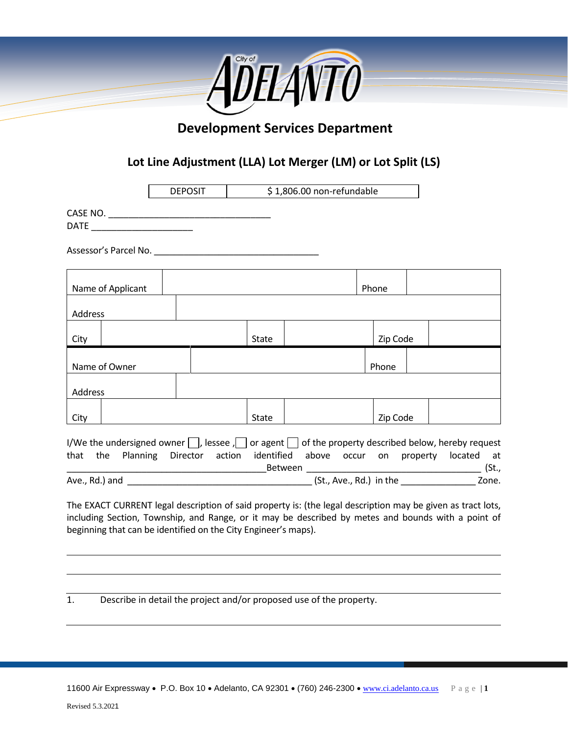City of ADELANTO

## Development Services Department

# Lot Line Adjustment (LLA) Lot Merger (LM) or Lot Split (LS)

| DEPOSIT | $ 1,806.00 non-refundable |
|---|---|

CASE NO. ________________________________

DATE ____________________

Assessor's Parcel No. ________________________________

| | | | |
|---|---|---|---|
| Name of Applicant | | Phone | |
| Address | | | |
| City | | State | | Zip Code | |
| Name of Owner | | Phone | |
| Address | | | |
| City | | State | | Zip Code | |

I/We the undersigned owner ☐, lessee ,☐ or agent ☐ of the property described below, hereby request that the Planning Director action identified above occur on property located at ________________________________________Between __________________________________ (St., Ave., Rd.) and ____________________________________ (St., Ave., Rd.) in the ______________ Zone.

The EXACT CURRENT legal description of said property is: (the legal description may be given as tract lots, including Section, Township, and Range, or it may be described by metes and bounds with a point of beginning that can be identified on the City Engineer's maps).

______________________________________________________________________________

______________________________________________________________________________

______________________________________________________________________________

1. Describe in detail the project and/or proposed use of the property.

______________________________________________________________________________

11600 Air Expressway • P.O. Box 10 • Adelanto, CA 92301 • (760) 246-2300 • www.ci.adelanto.ca.us

Revised 5.3.2021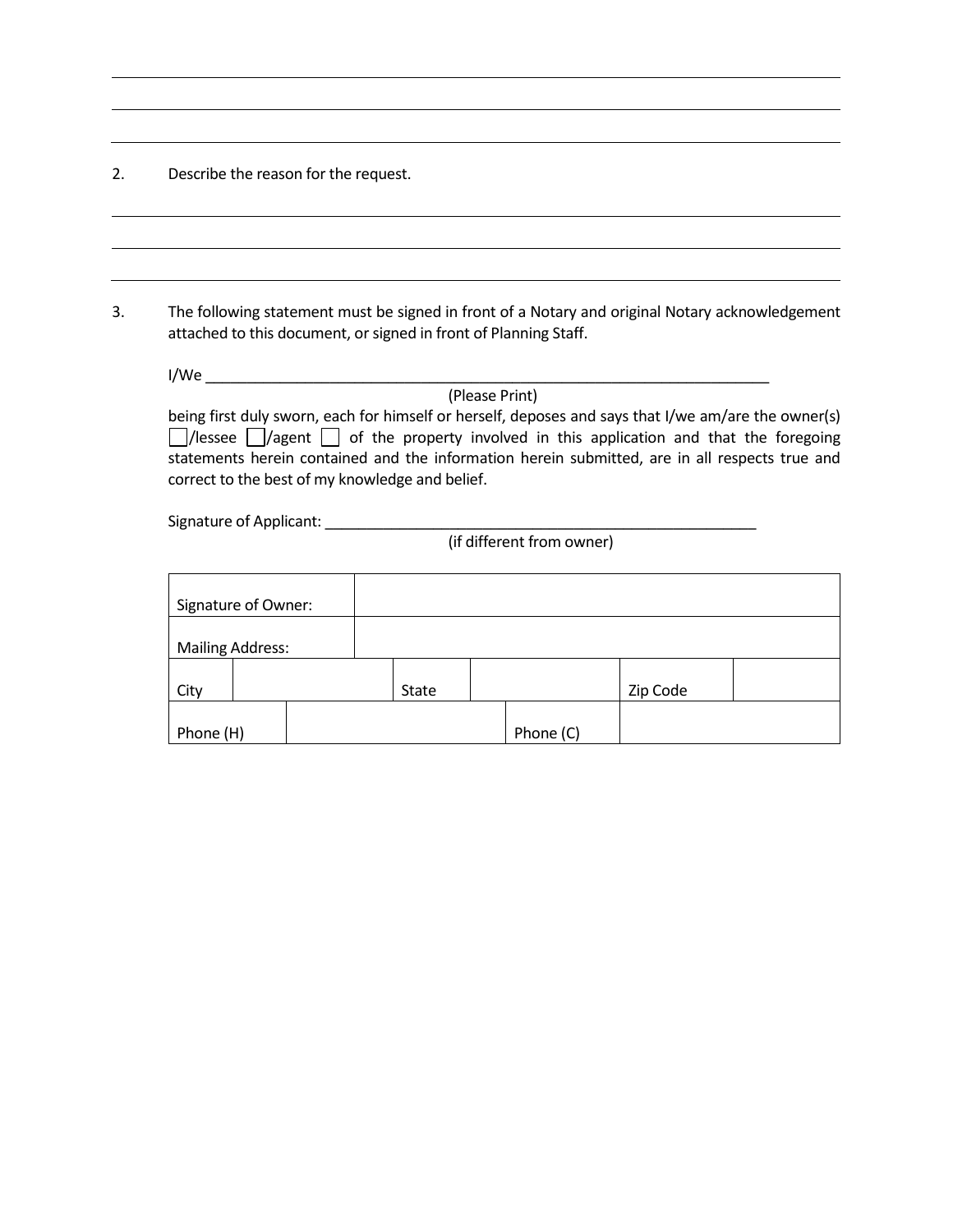2. Describe the reason for the request.

3. The following statement must be signed in front of a Notary and original Notary acknowledgement attached to this document, or signed in front of Planning Staff.

   I/We ______________________________________________________________________
   (Please Print)
   being first duly sworn, each for himself or herself, deposes and says that I/we am/are the owner(s) ☐/lessee ☐/agent ☐ of the property involved in this application and that the foregoing statements herein contained and the information herein submitted, are in all respects true and correct to the best of my knowledge and belief.

   Signature of Applicant: _____________________________________________________
   (if different from owner)

| Signature of Owner: | | | | | |
|---|---|---|---|---|---|
| Mailing Address: | | | | | |
| City | | State | | Zip Code | |
| Phone (H) | | Phone (C) | | | |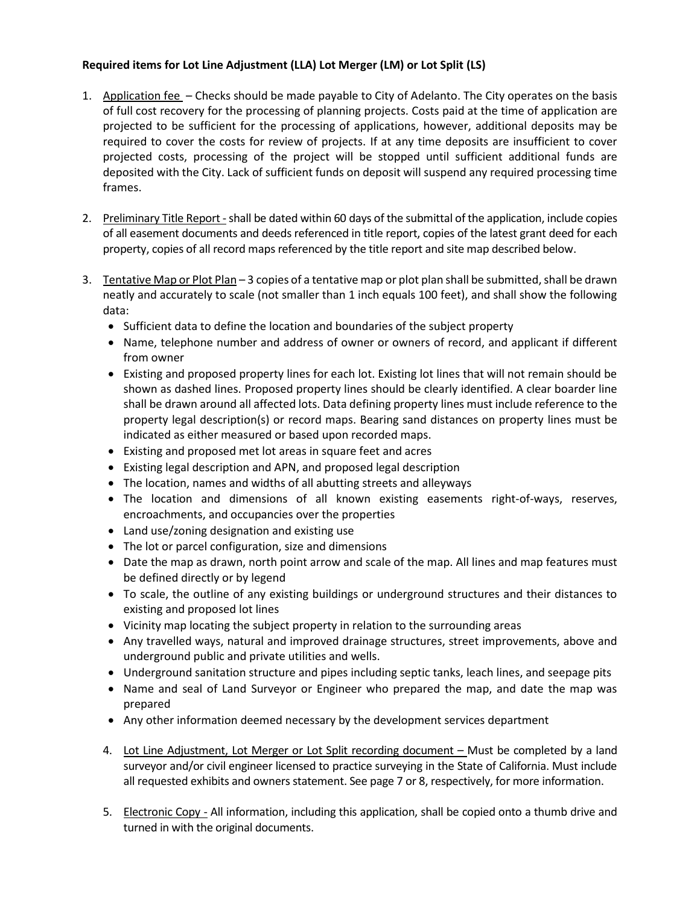**Required items for Lot Line Adjustment (LLA) Lot Merger (LM) or Lot Split (LS)**

1. Application fee – Checks should be made payable to City of Adelanto. The City operates on the basis of full cost recovery for the processing of planning projects. Costs paid at the time of application are projected to be sufficient for the processing of applications, however, additional deposits may be required to cover the costs for review of projects. If at any time deposits are insufficient to cover projected costs, processing of the project will be stopped until sufficient additional funds are deposited with the City. Lack of sufficient funds on deposit will suspend any required processing time frames.

2. Preliminary Title Report - shall be dated within 60 days of the submittal of the application, include copies of all easement documents and deeds referenced in title report, copies of the latest grant deed for each property, copies of all record maps referenced by the title report and site map described below.

3. Tentative Map or Plot Plan – 3 copies of a tentative map or plot plan shall be submitted, shall be drawn neatly and accurately to scale (not smaller than 1 inch equals 100 feet), and shall show the following data:
   - Sufficient data to define the location and boundaries of the subject property
   - Name, telephone number and address of owner or owners of record, and applicant if different from owner
   - Existing and proposed property lines for each lot. Existing lot lines that will not remain should be shown as dashed lines. Proposed property lines should be clearly identified. A clear boarder line shall be drawn around all affected lots. Data defining property lines must include reference to the property legal description(s) or record maps. Bearing sand distances on property lines must be indicated as either measured or based upon recorded maps.
   - Existing and proposed met lot areas in square feet and acres
   - Existing legal description and APN, and proposed legal description
   - The location, names and widths of all abutting streets and alleyways
   - The location and dimensions of all known existing easements right-of-ways, reserves, encroachments, and occupancies over the properties
   - Land use/zoning designation and existing use
   - The lot or parcel configuration, size and dimensions
   - Date the map as drawn, north point arrow and scale of the map. All lines and map features must be defined directly or by legend
   - To scale, the outline of any existing buildings or underground structures and their distances to existing and proposed lot lines
   - Vicinity map locating the subject property in relation to the surrounding areas
   - Any travelled ways, natural and improved drainage structures, street improvements, above and underground public and private utilities and wells.
   - Underground sanitation structure and pipes including septic tanks, leach lines, and seepage pits
   - Name and seal of Land Surveyor or Engineer who prepared the map, and date the map was prepared
   - Any other information deemed necessary by the development services department

4. Lot Line Adjustment, Lot Merger or Lot Split recording document – Must be completed by a land surveyor and/or civil engineer licensed to practice surveying in the State of California. Must include all requested exhibits and owners statement. See page 7 or 8, respectively, for more information.

5. Electronic Copy - All information, including this application, shall be copied onto a thumb drive and turned in with the original documents.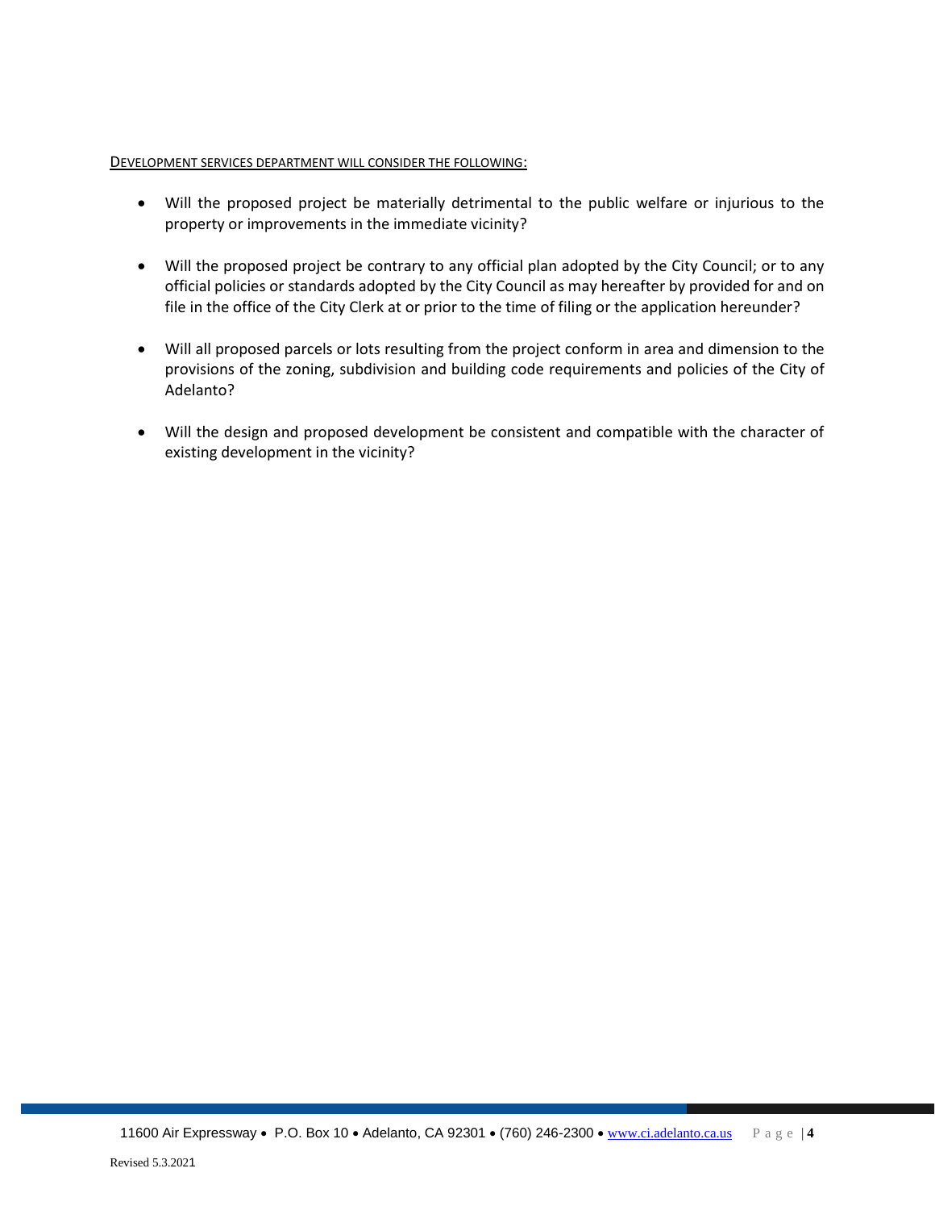<u>DEVELOPMENT SERVICES DEPARTMENT WILL CONSIDER THE FOLLOWING:</u>

- Will the proposed project be materially detrimental to the public welfare or injurious to the property or improvements in the immediate vicinity?
- Will the proposed project be contrary to any official plan adopted by the City Council; or to any official policies or standards adopted by the City Council as may hereafter by provided for and on file in the office of the City Clerk at or prior to the time of filing or the application hereunder?
- Will all proposed parcels or lots resulting from the project conform in area and dimension to the provisions of the zoning, subdivision and building code requirements and policies of the City of Adelanto?
- Will the design and proposed development be consistent and compatible with the character of existing development in the vicinity?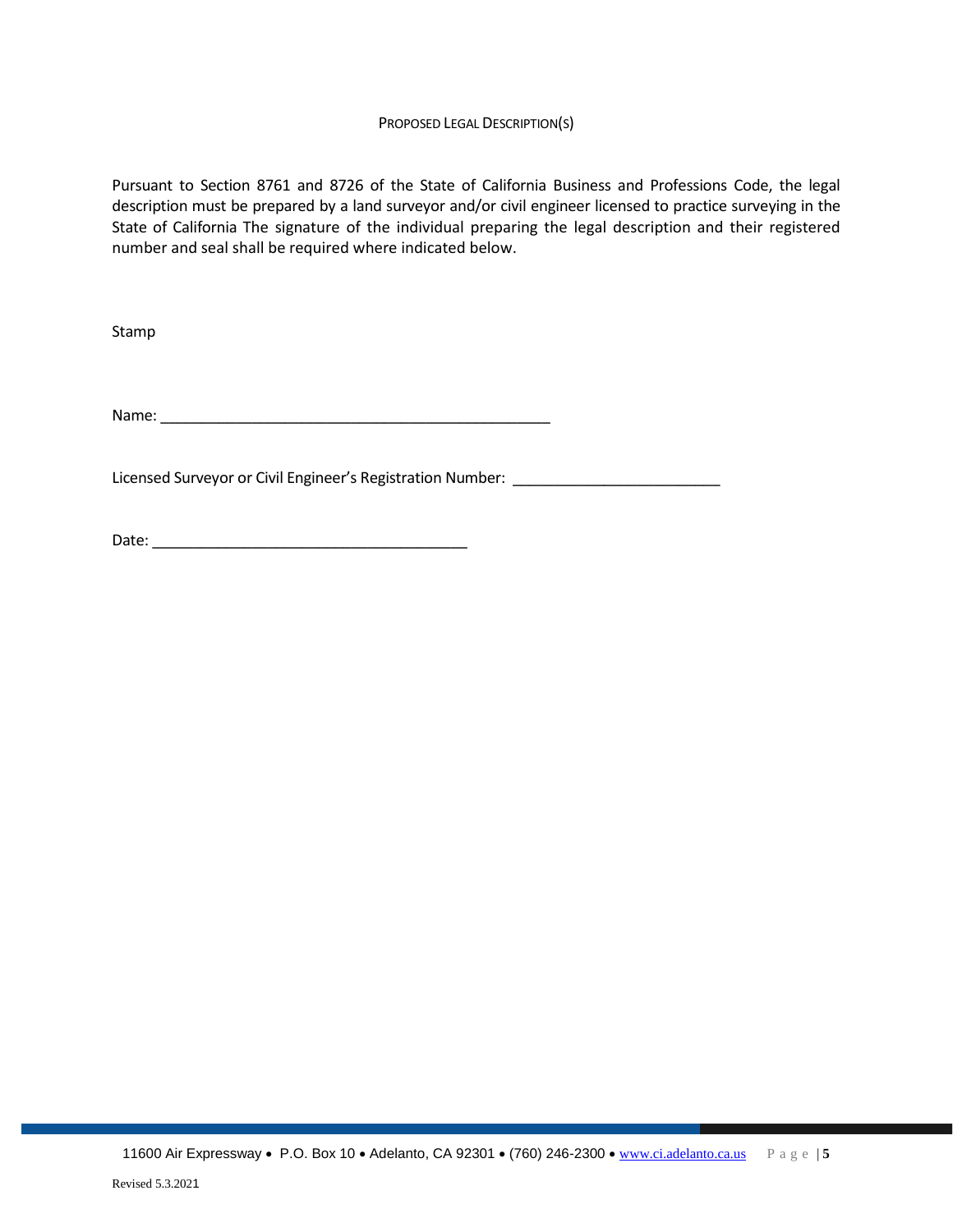## Proposed Legal Description(s)

Pursuant to Section 8761 and 8726 of the State of California Business and Professions Code, the legal description must be prepared by a land surveyor and/or civil engineer licensed to practice surveying in the State of California The signature of the individual preparing the legal description and their registered number and seal shall be required where indicated below.

Stamp

Name: _______________________________________________

Licensed Surveyor or Civil Engineer's Registration Number: _________________________

Date: _____________________________________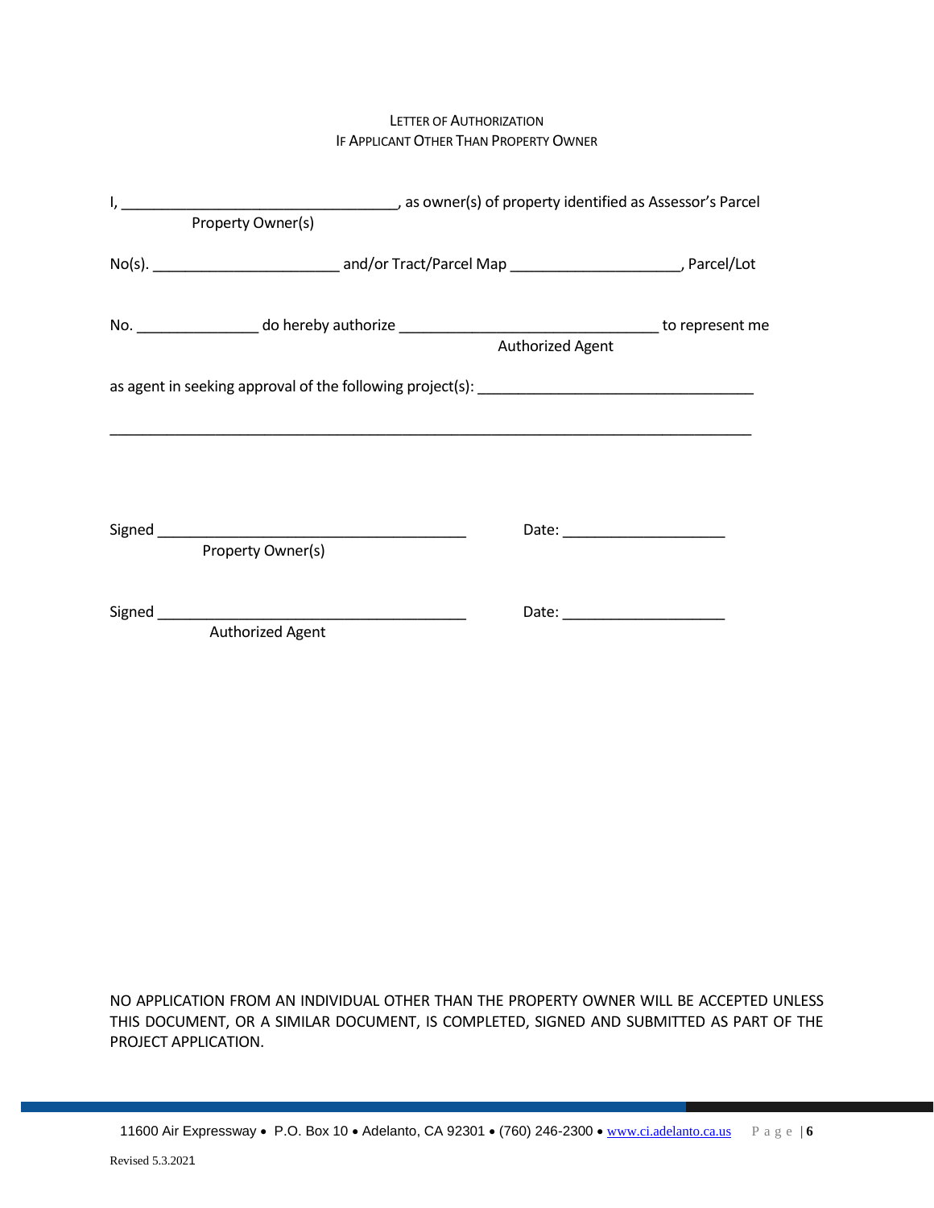# Letter of Authorization
## If Applicant Other Than Property Owner

I, ________________________________, as owner(s) of property identified as Assessor's Parcel
Property Owner(s)

No(s). ______________________ and/or Tract/Parcel Map ____________________, Parcel/Lot

No. ______________ do hereby authorize ______________________________ to represent me
Authorized Agent

as agent in seeking approval of the following project(s): ________________________________

____________________________________________________________________________

Signed ____________________________________ Date: ___________________
Property Owner(s)

Signed ____________________________________ Date: ___________________
Authorized Agent

NO APPLICATION FROM AN INDIVIDUAL OTHER THAN THE PROPERTY OWNER WILL BE ACCEPTED UNLESS THIS DOCUMENT, OR A SIMILAR DOCUMENT, IS COMPLETED, SIGNED AND SUBMITTED AS PART OF THE PROJECT APPLICATION.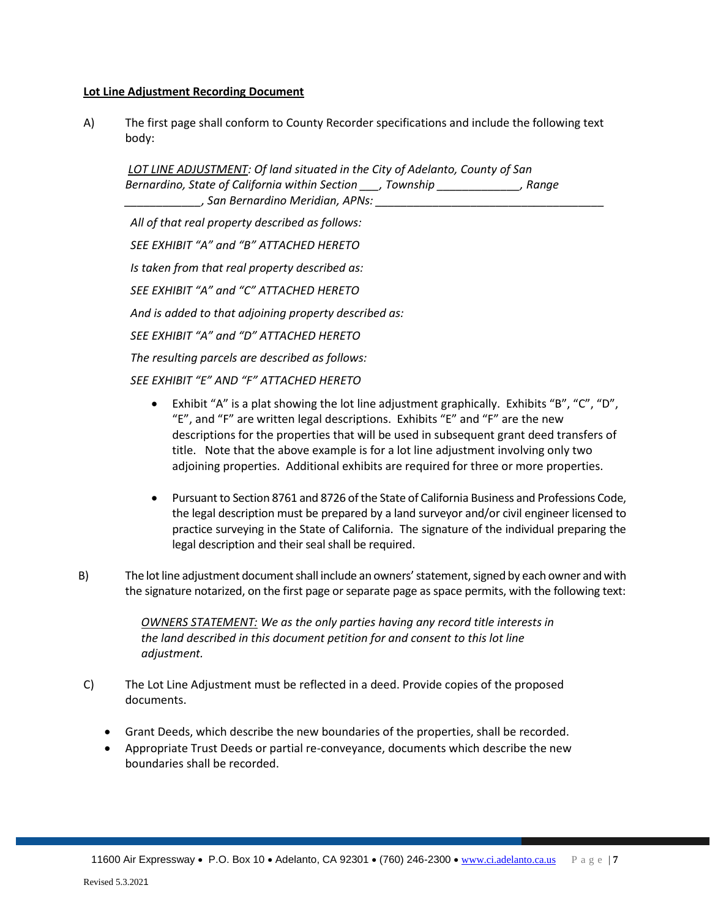**<u>Lot Line Adjustment Recording Document</u>**

A) The first page shall conform to County Recorder specifications and include the following text body:

> *<u>LOT LINE ADJUSTMENT</u>: Of land situated in the City of Adelanto, County of San Bernardino, State of California within Section ___, Township _____________, Range ____________, San Bernardino Meridian, APNs: ______________________________________*
>
> *All of that real property described as follows:*
>
> *SEE EXHIBIT "A" and "B" ATTACHED HERETO*
>
> *Is taken from that real property described as:*
>
> *SEE EXHIBIT "A" and "C" ATTACHED HERETO*
>
> *And is added to that adjoining property described as:*
>
> *SEE EXHIBIT "A" and "D" ATTACHED HERETO*
>
> *The resulting parcels are described as follows:*
>
> *SEE EXHIBIT "E" AND "F" ATTACHED HERETO*

- Exhibit "A" is a plat showing the lot line adjustment graphically. Exhibits "B", "C", "D", "E", and "F" are written legal descriptions. Exhibits "E" and "F" are the new descriptions for the properties that will be used in subsequent grant deed transfers of title. Note that the above example is for a lot line adjustment involving only two adjoining properties. Additional exhibits are required for three or more properties.

- Pursuant to Section 8761 and 8726 of the State of California Business and Professions Code, the legal description must be prepared by a land surveyor and/or civil engineer licensed to practice surveying in the State of California. The signature of the individual preparing the legal description and their seal shall be required.

B) The lot line adjustment document shall include an owners' statement, signed by each owner and with the signature notarized, on the first page or separate page as space permits, with the following text:

> *<u>OWNERS STATEMENT:</u> We as the only parties having any record title interests in the land described in this document petition for and consent to this lot line adjustment.*

C) The Lot Line Adjustment must be reflected in a deed. Provide copies of the proposed documents.

- Grant Deeds, which describe the new boundaries of the properties, shall be recorded.
- Appropriate Trust Deeds or partial re-conveyance, documents which describe the new boundaries shall be recorded.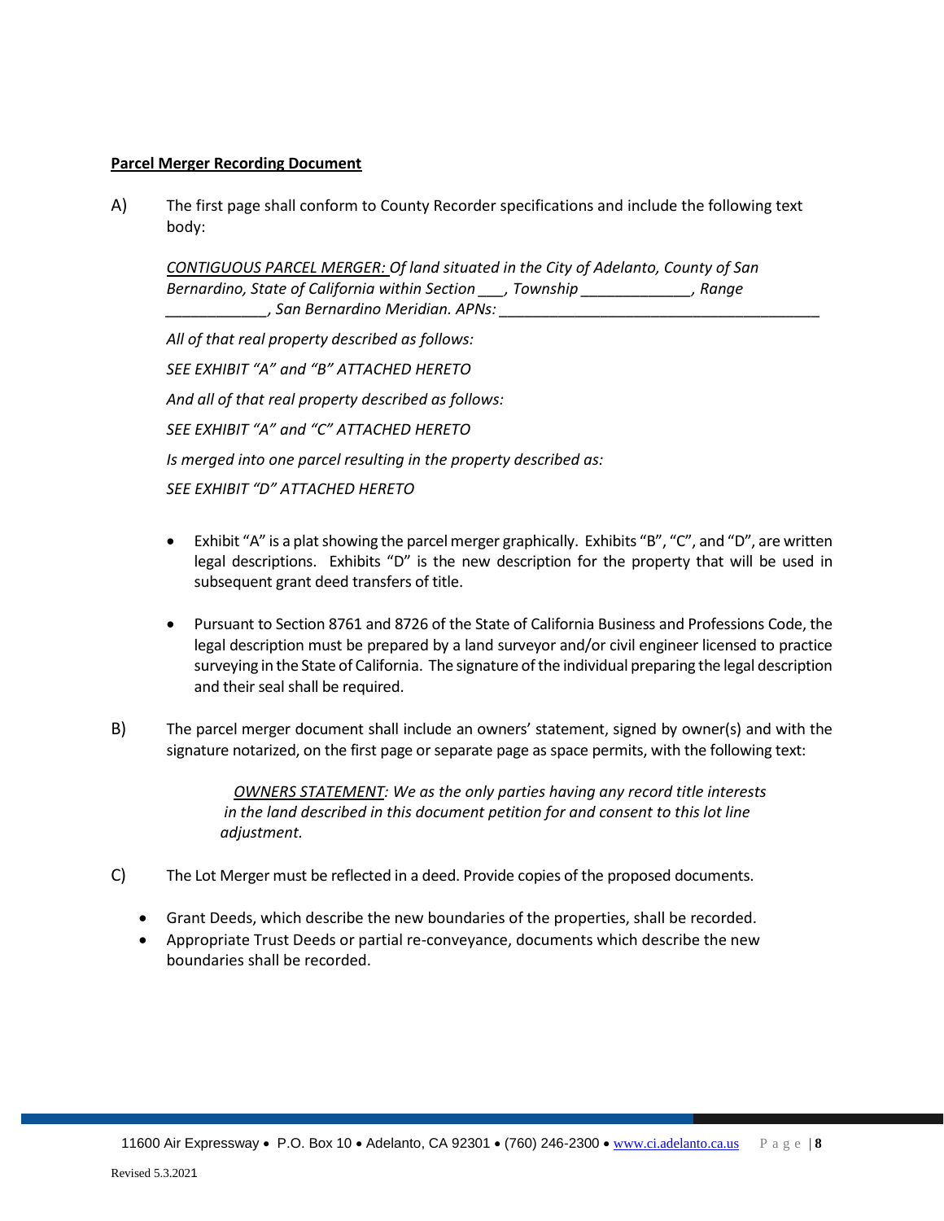**Parcel Merger Recording Document**

A) The first page shall conform to County Recorder specifications and include the following text body:

*CONTIGUOUS PARCEL MERGER: Of land situated in the City of Adelanto, County of San Bernardino, State of California within Section ___, Township _____________, Range ____________, San Bernardino Meridian. APNs: ________________________________________*

*All of that real property described as follows:*

*SEE EXHIBIT "A" and "B" ATTACHED HERETO*

*And all of that real property described as follows:*

*SEE EXHIBIT "A" and "C" ATTACHED HERETO*

*Is merged into one parcel resulting in the property described as:*

*SEE EXHIBIT "D" ATTACHED HERETO*

- Exhibit "A" is a plat showing the parcel merger graphically. Exhibits "B", "C", and "D", are written legal descriptions. Exhibits "D" is the new description for the property that will be used in subsequent grant deed transfers of title.
- Pursuant to Section 8761 and 8726 of the State of California Business and Professions Code, the legal description must be prepared by a land surveyor and/or civil engineer licensed to practice surveying in the State of California. The signature of the individual preparing the legal description and their seal shall be required.

B) The parcel merger document shall include an owners' statement, signed by owner(s) and with the signature notarized, on the first page or separate page as space permits, with the following text:

*OWNERS STATEMENT: We as the only parties having any record title interests in the land described in this document petition for and consent to this lot line adjustment.*

C) The Lot Merger must be reflected in a deed. Provide copies of the proposed documents.

- Grant Deeds, which describe the new boundaries of the properties, shall be recorded.
- Appropriate Trust Deeds or partial re-conveyance, documents which describe the new boundaries shall be recorded.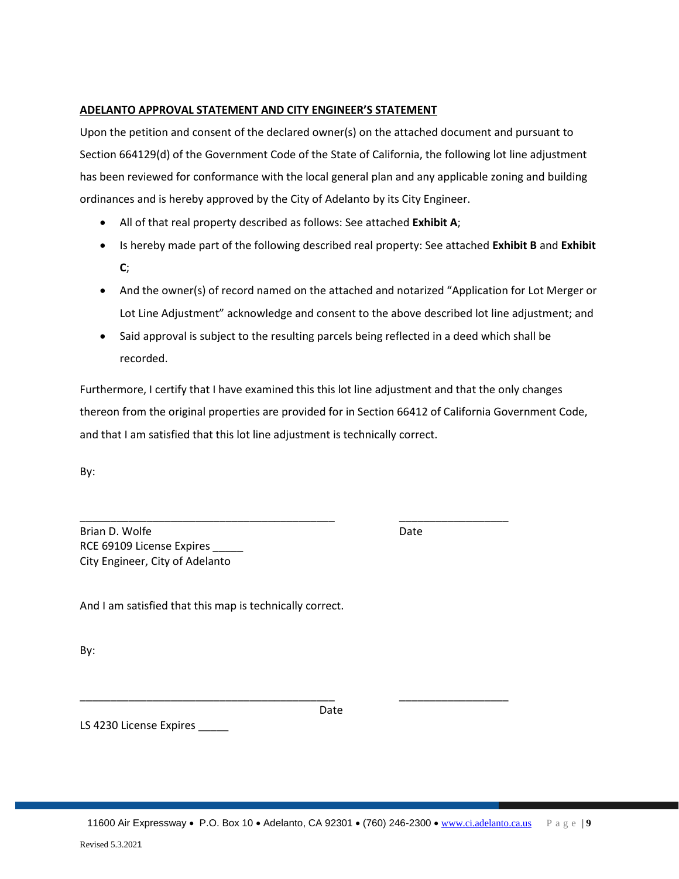**ADELANTO APPROVAL STATEMENT AND CITY ENGINEER'S STATEMENT**

Upon the petition and consent of the declared owner(s) on the attached document and pursuant to Section 664129(d) of the Government Code of the State of California, the following lot line adjustment has been reviewed for conformance with the local general plan and any applicable zoning and building ordinances and is hereby approved by the City of Adelanto by its City Engineer.

- All of that real property described as follows: See attached **Exhibit A**;
- Is hereby made part of the following described real property: See attached **Exhibit B** and **Exhibit C**;
- And the owner(s) of record named on the attached and notarized "Application for Lot Merger or Lot Line Adjustment" acknowledge and consent to the above described lot line adjustment; and
- Said approval is subject to the resulting parcels being reflected in a deed which shall be recorded.

Furthermore, I certify that I have examined this this lot line adjustment and that the only changes thereon from the original properties are provided for in Section 66412 of California Government Code, and that I am satisfied that this lot line adjustment is technically correct.

By:

_____________________________________________ ___________________

Brian D. Wolfe Date

RCE 69109 License Expires _____

City Engineer, City of Adelanto

And I am satisfied that this map is technically correct.

By:

_____________________________________________ ___________________

Date

LS 4230 License Expires _____

Revised 5.3.2021